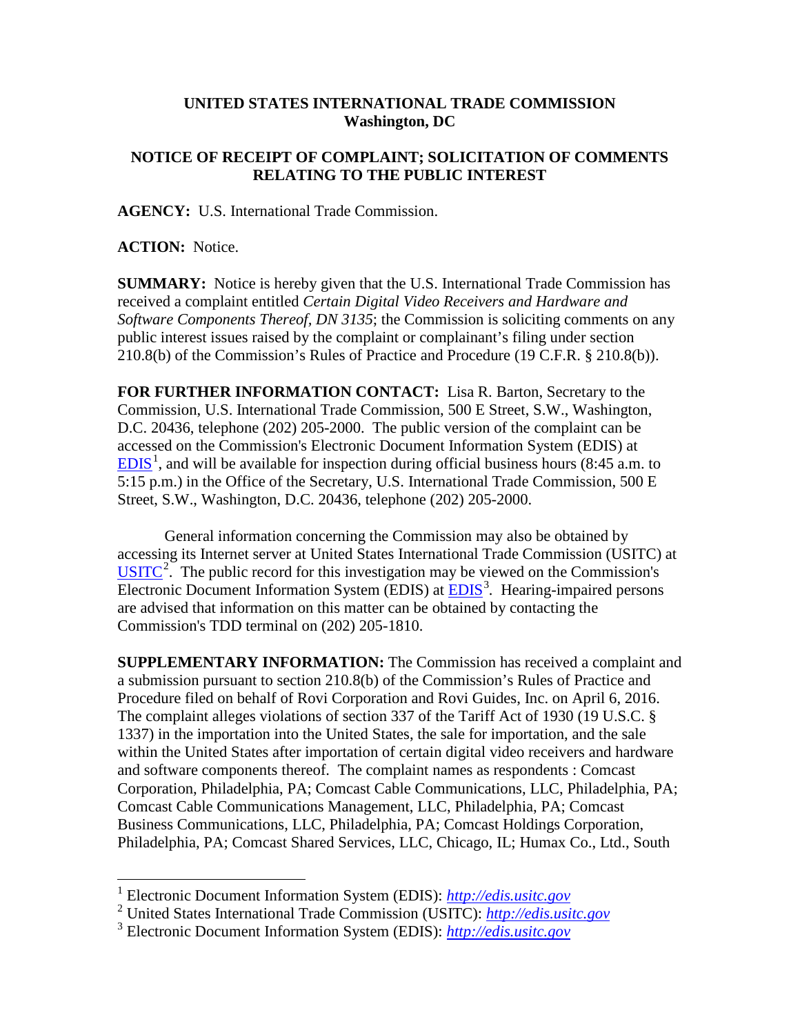**UNITED STATES INTERNATIONAL TRADE COMMISSION**
**Washington, DC**

**NOTICE OF RECEIPT OF COMPLAINT; SOLICITATION OF COMMENTS RELATING TO THE PUBLIC INTEREST**

**AGENCY:** U.S. International Trade Commission.

**ACTION:** Notice.

**SUMMARY:** Notice is hereby given that the U.S. International Trade Commission has received a complaint entitled *Certain Digital Video Receivers and Hardware and Software Components Thereof, DN 3135*; the Commission is soliciting comments on any public interest issues raised by the complaint or complainant's filing under section 210.8(b) of the Commission's Rules of Practice and Procedure (19 C.F.R. § 210.8(b)).

**FOR FURTHER INFORMATION CONTACT:** Lisa R. Barton, Secretary to the Commission, U.S. International Trade Commission, 500 E Street, S.W., Washington, D.C. 20436, telephone (202) 205-2000. The public version of the complaint can be accessed on the Commission's Electronic Document Information System (EDIS) at EDIS[1], and will be available for inspection during official business hours (8:45 a.m. to 5:15 p.m.) in the Office of the Secretary, U.S. International Trade Commission, 500 E Street, S.W., Washington, D.C. 20436, telephone (202) 205-2000.

General information concerning the Commission may also be obtained by accessing its Internet server at United States International Trade Commission (USITC) at USITC[2]. The public record for this investigation may be viewed on the Commission's Electronic Document Information System (EDIS) at EDIS[3]. Hearing-impaired persons are advised that information on this matter can be obtained by contacting the Commission's TDD terminal on (202) 205-1810.

**SUPPLEMENTARY INFORMATION:** The Commission has received a complaint and a submission pursuant to section 210.8(b) of the Commission's Rules of Practice and Procedure filed on behalf of Rovi Corporation and Rovi Guides, Inc. on April 6, 2016. The complaint alleges violations of section 337 of the Tariff Act of 1930 (19 U.S.C. § 1337) in the importation into the United States, the sale for importation, and the sale within the United States after importation of certain digital video receivers and hardware and software components thereof. The complaint names as respondents : Comcast Corporation, Philadelphia, PA; Comcast Cable Communications, LLC, Philadelphia, PA; Comcast Cable Communications Management, LLC, Philadelphia, PA; Comcast Business Communications, LLC, Philadelphia, PA; Comcast Holdings Corporation, Philadelphia, PA; Comcast Shared Services, LLC, Chicago, IL; Humax Co., Ltd., South

---

[1] Electronic Document Information System (EDIS): *http://edis.usitc.gov*

[2] United States International Trade Commission (USITC): *http://edis.usitc.gov*

[3] Electronic Document Information System (EDIS): *http://edis.usitc.gov*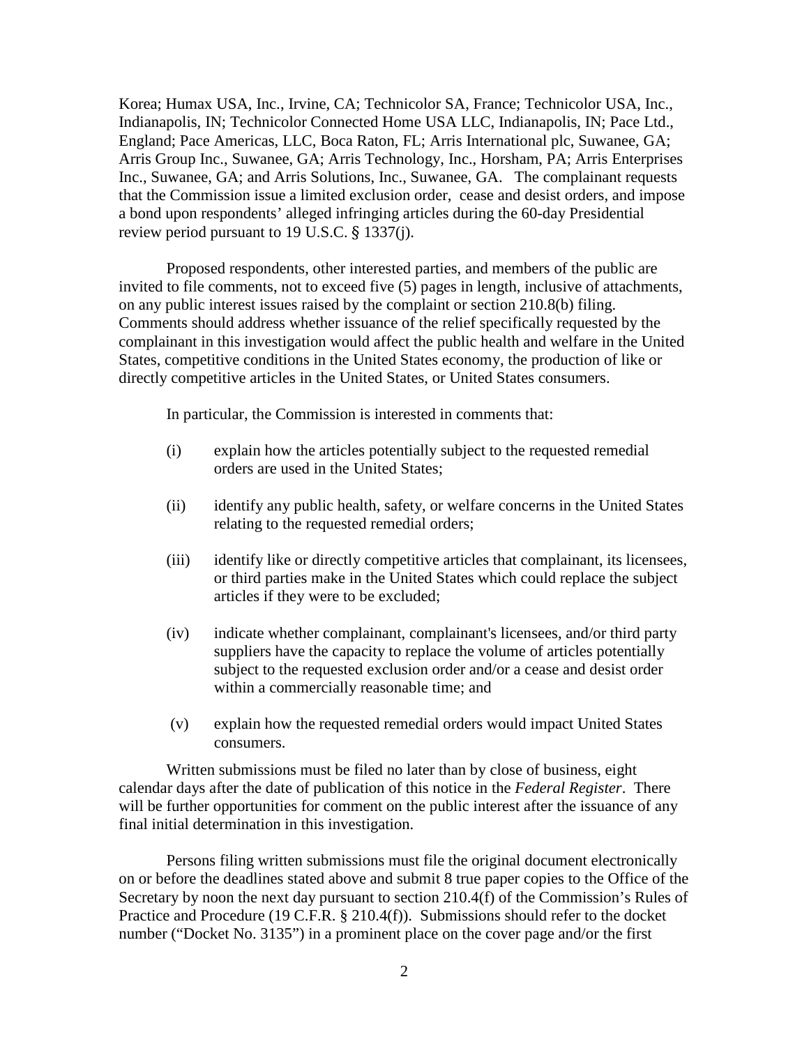Korea; Humax USA, Inc., Irvine, CA; Technicolor SA, France; Technicolor USA, Inc., Indianapolis, IN; Technicolor Connected Home USA LLC, Indianapolis, IN; Pace Ltd., England; Pace Americas, LLC, Boca Raton, FL; Arris International plc, Suwanee, GA; Arris Group Inc., Suwanee, GA; Arris Technology, Inc., Horsham, PA; Arris Enterprises Inc., Suwanee, GA; and Arris Solutions, Inc., Suwanee, GA. The complainant requests that the Commission issue a limited exclusion order, cease and desist orders, and impose a bond upon respondents' alleged infringing articles during the 60-day Presidential review period pursuant to 19 U.S.C. § 1337(j).

Proposed respondents, other interested parties, and members of the public are invited to file comments, not to exceed five (5) pages in length, inclusive of attachments, on any public interest issues raised by the complaint or section 210.8(b) filing. Comments should address whether issuance of the relief specifically requested by the complainant in this investigation would affect the public health and welfare in the United States, competitive conditions in the United States economy, the production of like or directly competitive articles in the United States, or United States consumers.

In particular, the Commission is interested in comments that:

(i) explain how the articles potentially subject to the requested remedial orders are used in the United States;

(ii) identify any public health, safety, or welfare concerns in the United States relating to the requested remedial orders;

(iii) identify like or directly competitive articles that complainant, its licensees, or third parties make in the United States which could replace the subject articles if they were to be excluded;

(iv) indicate whether complainant, complainant's licensees, and/or third party suppliers have the capacity to replace the volume of articles potentially subject to the requested exclusion order and/or a cease and desist order within a commercially reasonable time; and

(v) explain how the requested remedial orders would impact United States consumers.

Written submissions must be filed no later than by close of business, eight calendar days after the date of publication of this notice in the *Federal Register*. There will be further opportunities for comment on the public interest after the issuance of any final initial determination in this investigation.

Persons filing written submissions must file the original document electronically on or before the deadlines stated above and submit 8 true paper copies to the Office of the Secretary by noon the next day pursuant to section 210.4(f) of the Commission's Rules of Practice and Procedure (19 C.F.R. § 210.4(f)). Submissions should refer to the docket number ("Docket No. 3135") in a prominent place on the cover page and/or the first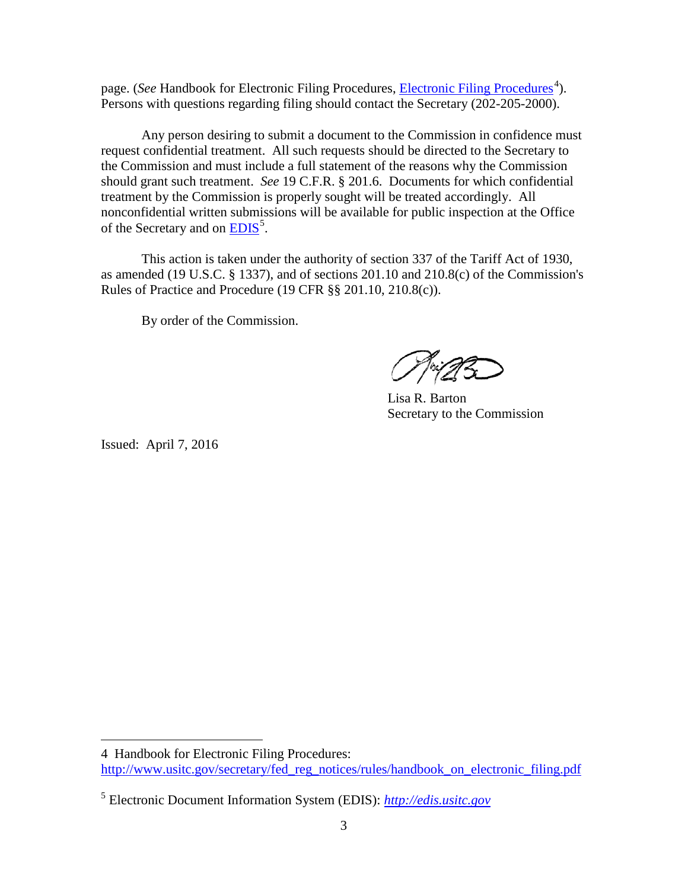page. (*See* Handbook for Electronic Filing Procedures, Electronic Filing Procedures[4]). Persons with questions regarding filing should contact the Secretary (202-205-2000).

Any person desiring to submit a document to the Commission in confidence must request confidential treatment. All such requests should be directed to the Secretary to the Commission and must include a full statement of the reasons why the Commission should grant such treatment. *See* 19 C.F.R. § 201.6. Documents for which confidential treatment by the Commission is properly sought will be treated accordingly. All nonconfidential written submissions will be available for public inspection at the Office of the Secretary and on EDIS[5].

This action is taken under the authority of section 337 of the Tariff Act of 1930, as amended (19 U.S.C. § 1337), and of sections 201.10 and 210.8(c) of the Commission's Rules of Practice and Procedure (19 CFR §§ 201.10, 210.8(c)).

By order of the Commission.

Lisa R. Barton
Secretary to the Commission

Issued: April 7, 2016

---

4 Handbook for Electronic Filing Procedures: http://www.usitc.gov/secretary/fed_reg_notices/rules/handbook_on_electronic_filing.pdf

5 Electronic Document Information System (EDIS): *http://edis.usitc.gov*